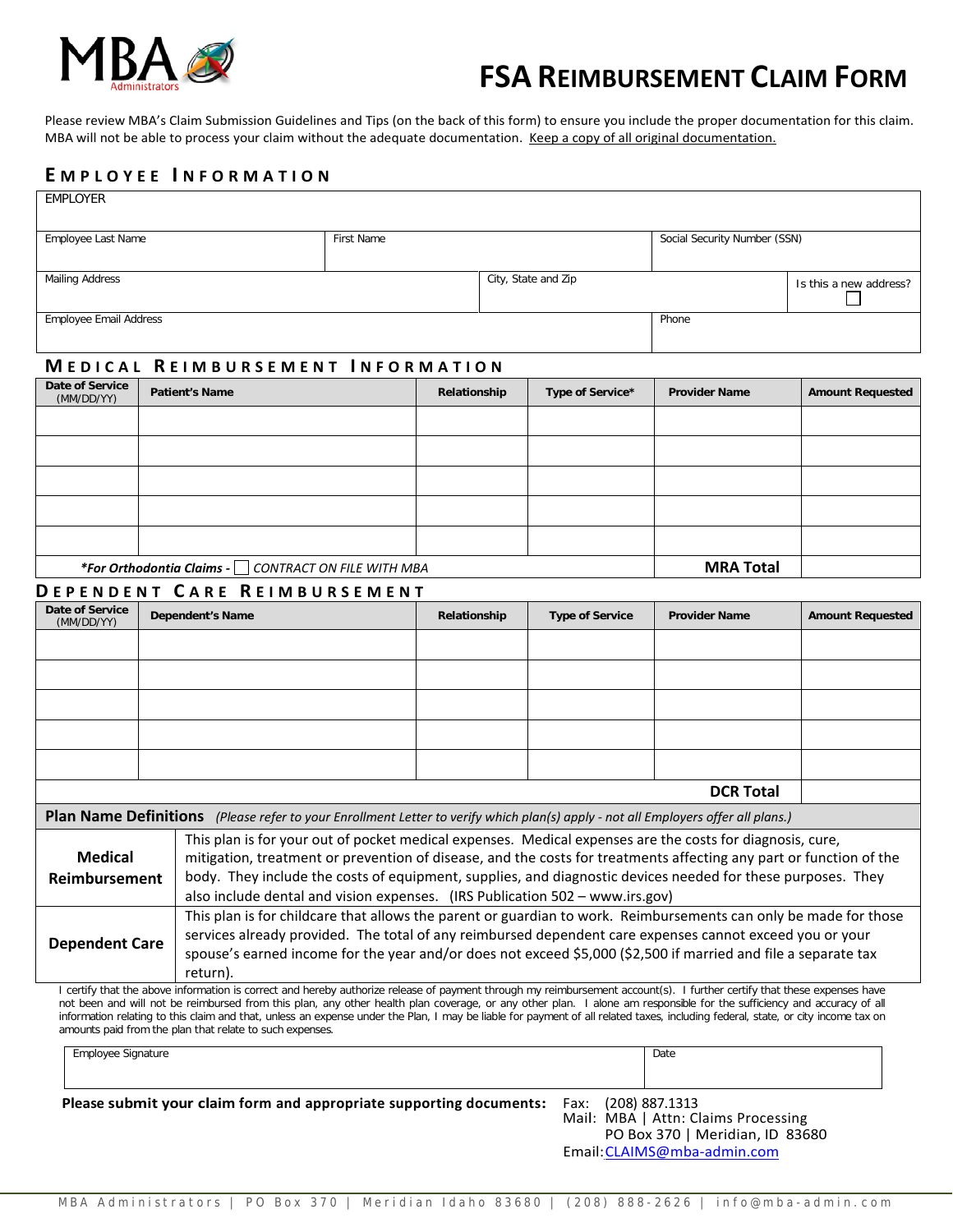MBA Administrators

# FSA Reimbursement Claim Form

Please review MBA's Claim Submission Guidelines and Tips (on the back of this form) to ensure you include the proper documentation for this claim. MBA will not be able to process your claim without the adequate documentation. Keep a copy of all original documentation.

## Employee Information

| EMPLOYER | | | |
|---|---|---|---|
| Employee Last Name | First Name | Social Security Number (SSN) | |
| Mailing Address | City, State and Zip | | Is this a new address? ☐ |
| Employee Email Address | | Phone | |

## Medical Reimbursement Information

| Date of Service (MM/DD/YY) | Patient's Name | Relationship | Type of Service* | Provider Name | Amount Requested |
|---|---|---|---|---|---|
| | | | | | |
| | | | | | |
| | | | | | |
| | | | | | |
| | | | | | |
| *For Orthodontia Claims - ☐ CONTRACT ON FILE WITH MBA | | | | **MRA Total** | |

## Dependent Care Reimbursement

| Date of Service (MM/DD/YY) | Dependent's Name | Relationship | Type of Service | Provider Name | Amount Requested |
|---|---|---|---|---|---|
| | | | | | |
| | | | | | |
| | | | | | |
| | | | | | |
| | | | | | |
| | | | | **DCR Total** | |

**Plan Name Definitions** *(Please refer to your Enrollment Letter to verify which plan(s) apply - not all Employers offer all plans.)*

| | |
|---|---|
| **Medical Reimbursement** | This plan is for your out of pocket medical expenses. Medical expenses are the costs for diagnosis, cure, mitigation, treatment or prevention of disease, and the costs for treatments affecting any part or function of the body. They include the costs of equipment, supplies, and diagnostic devices needed for these purposes. They also include dental and vision expenses. (IRS Publication 502 – www.irs.gov) |
| **Dependent Care** | This plan is for childcare that allows the parent or guardian to work. Reimbursements can only be made for those services already provided. The total of any reimbursed dependent care expenses cannot exceed you or your spouse's earned income for the year and/or does not exceed $5,000 ($2,500 if married and file a separate tax return). |

I certify that the above information is correct and hereby authorize release of payment through my reimbursement account(s). I further certify that these expenses have not been and will not be reimbursed from this plan, any other health plan coverage, or any other plan. I alone am responsible for the sufficiency and accuracy of all information relating to this claim and that, unless an expense under the Plan, I may be liable for payment of all related taxes, including federal, state, or city income tax on amounts paid from the plan that relate to such expenses.

| Employee Signature | Date |
|---|---|
| | |

**Please submit your claim form and appropriate supporting documents:**

Fax: (208) 887.1313
Mail: MBA | Attn: Claims Processing
PO Box 370 | Meridian, ID 83680
Email: CLAIMS@mba-admin.com

MBA Administrators | PO Box 370 | Meridian Idaho 83680 | (208) 888-2626 | info@mba-admin.com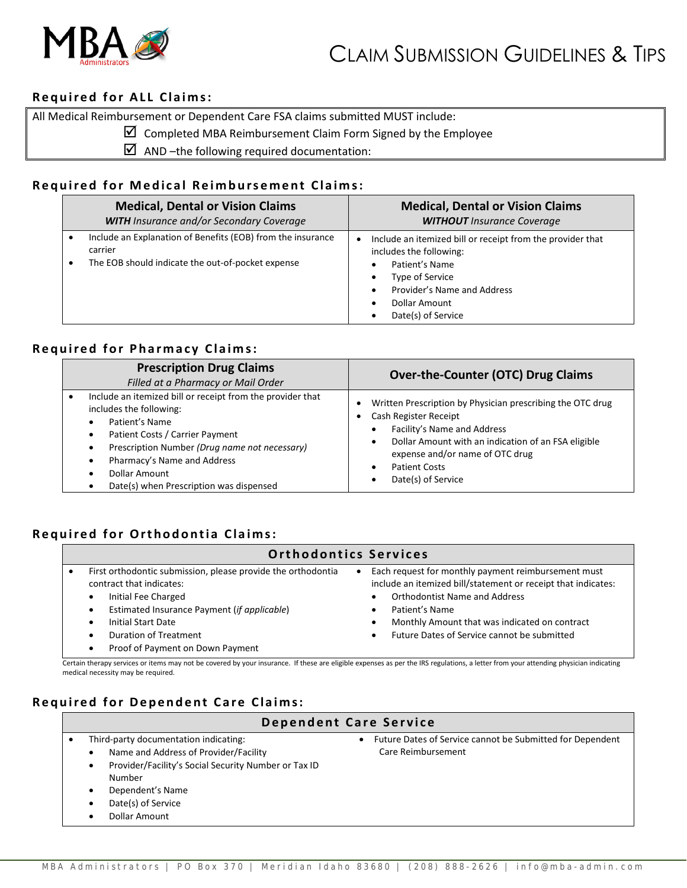# CLAIM SUBMISSION GUIDELINES & TIPS

## Required for ALL Claims:

All Medical Reimbursement or Dependent Care FSA claims submitted MUST include:

- ☑ Completed MBA Reimbursement Claim Form Signed by the Employee
- ☑ AND –the following required documentation:

## Required for Medical Reimbursement Claims:

| **Medical, Dental or Vision Claims** ***WITH*** *Insurance and/or Secondary Coverage* | **Medical, Dental or Vision Claims** ***WITHOUT*** *Insurance Coverage* |
|---|---|
| • Include an Explanation of Benefits (EOB) from the insurance carrier<br>• The EOB should indicate the out-of-pocket expense | • Include an itemized bill or receipt from the provider that includes the following:<br>  • Patient's Name<br>  • Type of Service<br>  • Provider's Name and Address<br>  • Dollar Amount<br>  • Date(s) of Service |

## Required for Pharmacy Claims:

| **Prescription Drug Claims** *Filled at a Pharmacy or Mail Order* | **Over-the-Counter (OTC) Drug Claims** |
|---|---|
| • Include an itemized bill or receipt from the provider that includes the following:<br>  • Patient's Name<br>  • Patient Costs / Carrier Payment<br>  • Prescription Number *(Drug name not necessary)*<br>  • Pharmacy's Name and Address<br>  • Dollar Amount<br>  • Date(s) when Prescription was dispensed | • Written Prescription by Physician prescribing the OTC drug<br>• Cash Register Receipt<br>  • Facility's Name and Address<br>  • Dollar Amount with an indication of an FSA eligible expense and/or name of OTC drug<br>  • Patient Costs<br>  • Date(s) of Service |

## Required for Orthodontia Claims:

| **Orthodontics Services** | |
|---|---|
| • First orthodontic submission, please provide the orthodontia contract that indicates:<br>  • Initial Fee Charged<br>  • Estimated Insurance Payment (*if applicable*)<br>  • Initial Start Date<br>  • Duration of Treatment<br>  • Proof of Payment on Down Payment | • Each request for monthly payment reimbursement must include an itemized bill/statement or receipt that indicates:<br>  • Orthodontist Name and Address<br>  • Patient's Name<br>  • Monthly Amount that was indicated on contract<br>  • Future Dates of Service cannot be submitted |

Certain therapy services or items may not be covered by your insurance. If these are eligible expenses as per the IRS regulations, a letter from your attending physician indicating medical necessity may be required.

## Required for Dependent Care Claims:

| **Dependent Care Service** | |
|---|---|
| • Third-party documentation indicating:<br>  • Name and Address of Provider/Facility<br>  • Provider/Facility's Social Security Number or Tax ID Number<br>  • Dependent's Name<br>  • Date(s) of Service<br>  • Dollar Amount | • Future Dates of Service cannot be Submitted for Dependent Care Reimbursement |

MBA Administrators | PO Box 370 | Meridian Idaho 83680 | (208) 888-2626 | info@mba-admin.com